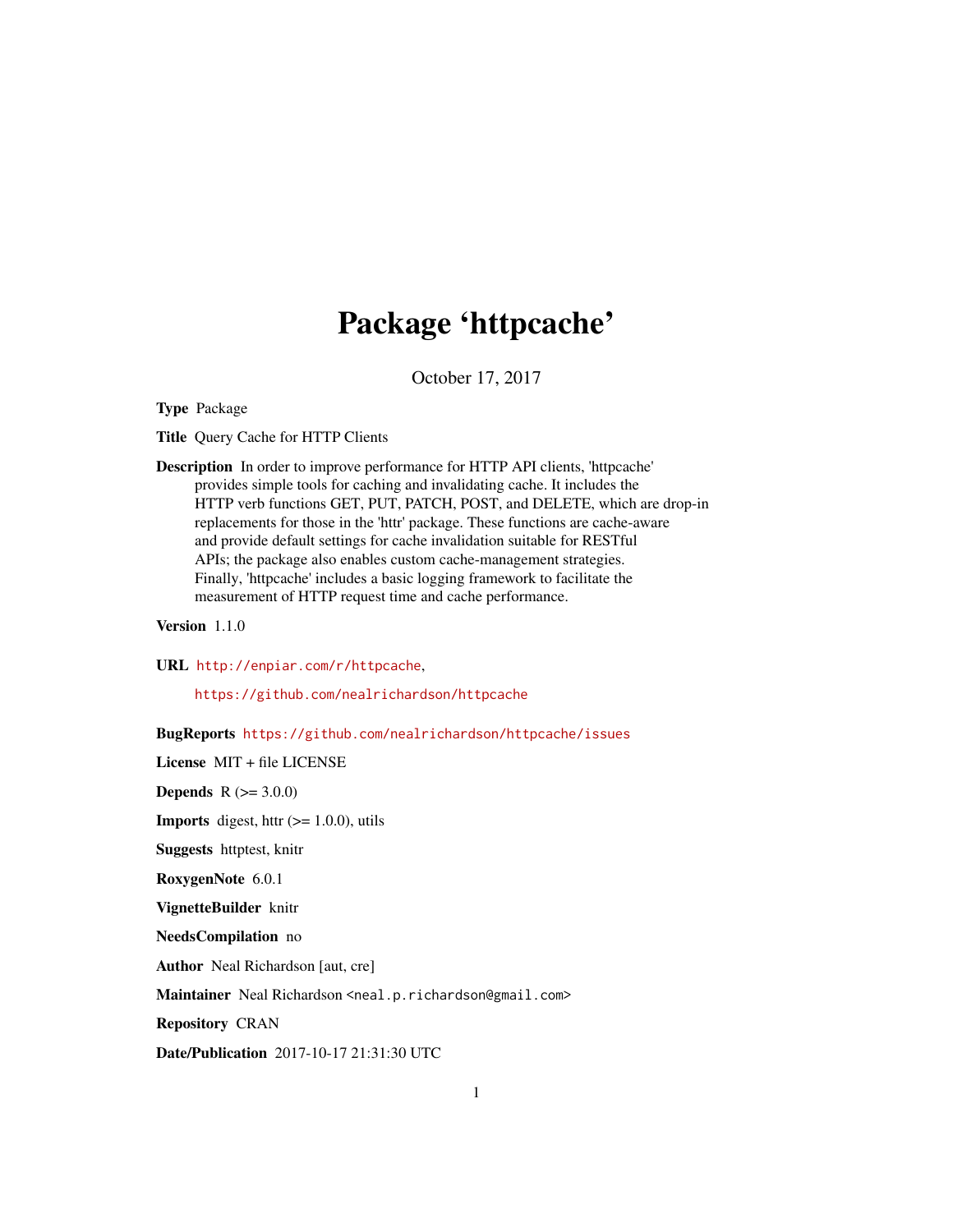# Package 'httpcache'

October 17, 2017

**Type** Package

**Title** Query Cache for HTTP Clients

**Description** In order to improve performance for HTTP API clients, 'httpcache' provides simple tools for caching and invalidating cache. It includes the HTTP verb functions GET, PUT, PATCH, POST, and DELETE, which are drop-in replacements for those in the 'httr' package. These functions are cache-aware and provide default settings for cache invalidation suitable for RESTful APIs; the package also enables custom cache-management strategies. Finally, 'httpcache' includes a basic logging framework to facilitate the measurement of HTTP request time and cache performance.

**Version** 1.1.0

**URL** http://enpiar.com/r/httpcache,

https://github.com/nealrichardson/httpcache

**BugReports** https://github.com/nealrichardson/httpcache/issues

**License** MIT + file LICENSE

**Depends** R (>= 3.0.0)

**Imports** digest, httr (>= 1.0.0), utils

**Suggests** httptest, knitr

**RoxygenNote** 6.0.1

**VignetteBuilder** knitr

**NeedsCompilation** no

**Author** Neal Richardson [aut, cre]

**Maintainer** Neal Richardson <neal.p.richardson@gmail.com>

**Repository** CRAN

**Date/Publication** 2017-10-17 21:31:30 UTC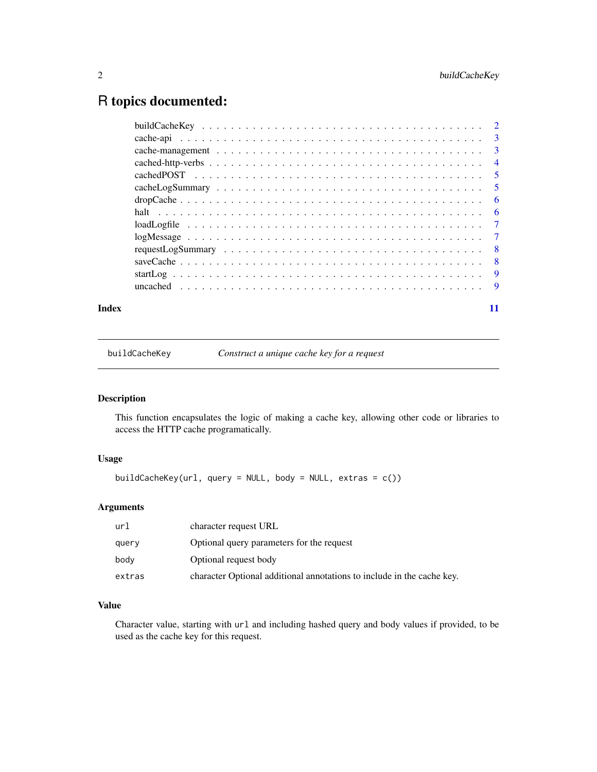# R topics documented:

| | |
|---|---|
| buildCacheKey | 2 |
| cache-api | 3 |
| cache-management | 3 |
| cached-http-verbs | 4 |
| cachedPOST | 5 |
| cacheLogSummary | 5 |
| dropCache | 6 |
| halt | 6 |
| loadLogfile | 7 |
| logMessage | 7 |
| requestLogSummary | 8 |
| saveCache | 8 |
| startLog | 9 |
| uncached | 9 |
| **Index** | 11 |

---

`buildCacheKey` *Construct a unique cache key for a request*

---

### Description

This function encapsulates the logic of making a cache key, allowing other code or libraries to access the HTTP cache programatically.

### Usage

```
buildCacheKey(url, query = NULL, body = NULL, extras = c())
```

### Arguments

| | |
|---|---|
| `url` | character request URL |
| `query` | Optional query parameters for the request |
| `body` | Optional request body |
| `extras` | character Optional additional annotations to include in the cache key. |

### Value

Character value, starting with `url` and including hashed query and body values if provided, to be used as the cache key for this request.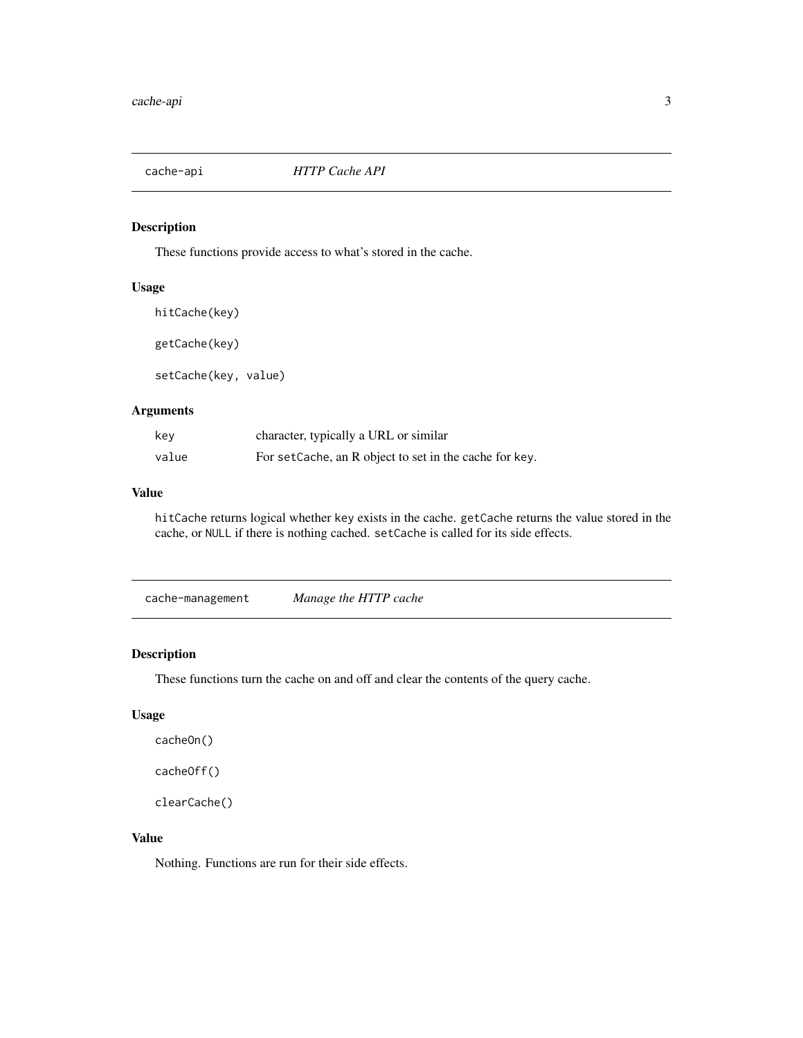## cache-api *HTTP Cache API*

### Description

These functions provide access to what's stored in the cache.

### Usage

```
hitCache(key)

getCache(key)

setCache(key, value)
```

### Arguments

| | |
|---|---|
| `key` | character, typically a URL or similar |
| `value` | For `setCache`, an R object to set in the cache for `key`. |

### Value

`hitCache` returns logical whether `key` exists in the cache. `getCache` returns the value stored in the cache, or `NULL` if there is nothing cached. `setCache` is called for its side effects.

## cache-management *Manage the HTTP cache*

### Description

These functions turn the cache on and off and clear the contents of the query cache.

### Usage

```
cacheOn()

cacheOff()

clearCache()
```

### Value

Nothing. Functions are run for their side effects.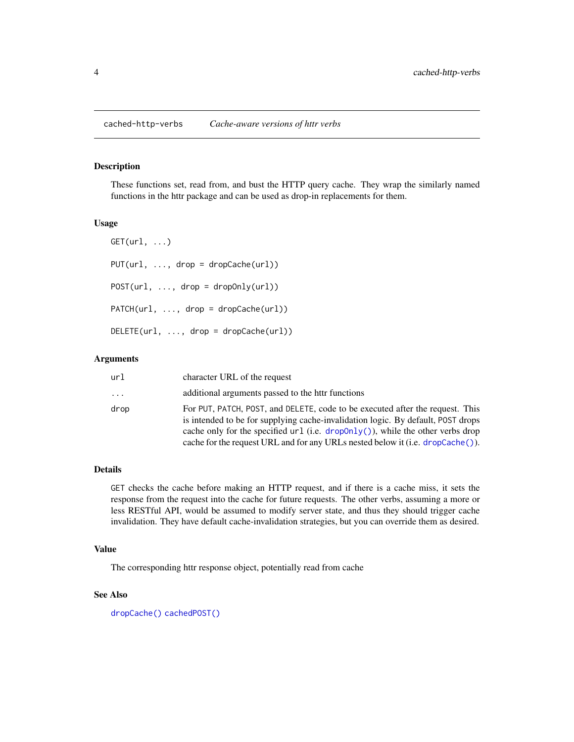## cached-http-verbs *Cache-aware versions of httr verbs*

### Description

These functions set, read from, and bust the HTTP query cache. They wrap the similarly named functions in the httr package and can be used as drop-in replacements for them.

### Usage

```
GET(url, ...)

PUT(url, ..., drop = dropCache(url))

POST(url, ..., drop = dropOnly(url))

PATCH(url, ..., drop = dropCache(url))

DELETE(url, ..., drop = dropCache(url))
```

### Arguments

| | |
|---|---|
| `url` | character URL of the request |
| `...` | additional arguments passed to the httr functions |
| `drop` | For `PUT`, `PATCH`, `POST`, and `DELETE`, code to be executed after the request. This is intended to be for supplying cache-invalidation logic. By default, `POST` drops cache only for the specified `url` (i.e. `dropOnly()`), while the other verbs drop cache for the request URL and for any URLs nested below it (i.e. `dropCache()`). |

### Details

`GET` checks the cache before making an HTTP request, and if there is a cache miss, it sets the response from the request into the cache for future requests. The other verbs, assuming a more or less RESTful API, would be assumed to modify server state, and thus they should trigger cache invalidation. They have default cache-invalidation strategies, but you can override them as desired.

### Value

The corresponding httr response object, potentially read from cache

### See Also

`dropCache()` `cachedPOST()`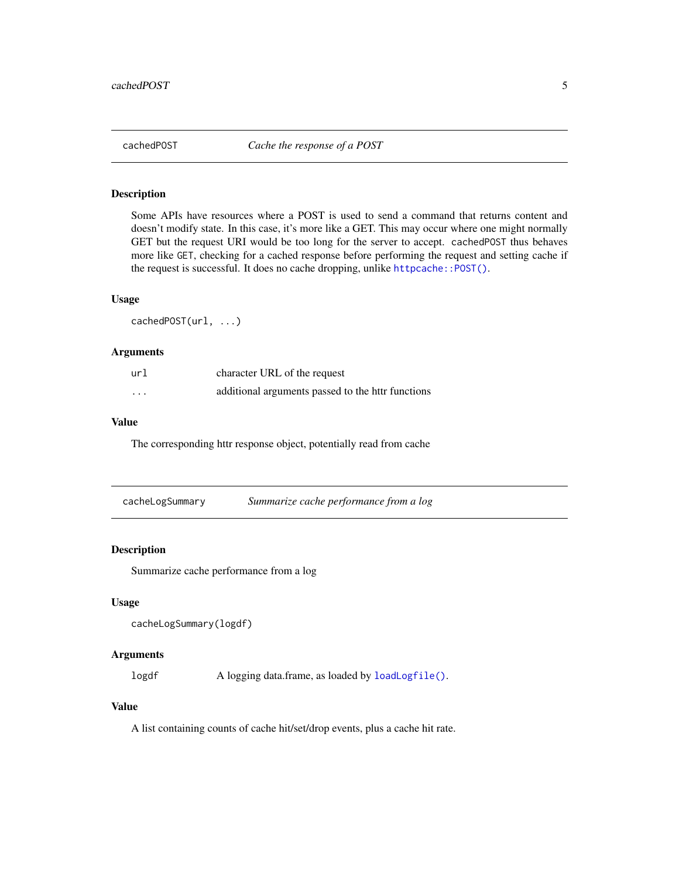## cachedPOST — *Cache the response of a POST*

### Description

Some APIs have resources where a POST is used to send a command that returns content and doesn't modify state. In this case, it's more like a GET. This may occur where one might normally GET but the request URI would be too long for the server to accept. `cachedPOST` thus behaves more like `GET`, checking for a cached response before performing the request and setting cache if the request is successful. It does no cache dropping, unlike `httpcache::POST()`.

### Usage

```
cachedPOST(url, ...)
```

### Arguments

| | |
|---|---|
| `url` | character URL of the request |
| `...` | additional arguments passed to the httr functions |

### Value

The corresponding httr response object, potentially read from cache

## cacheLogSummary — *Summarize cache performance from a log*

### Description

Summarize cache performance from a log

### Usage

```
cacheLogSummary(logdf)
```

### Arguments

| | |
|---|---|
| `logdf` | A logging data.frame, as loaded by `loadLogfile()`. |

### Value

A list containing counts of cache hit/set/drop events, plus a cache hit rate.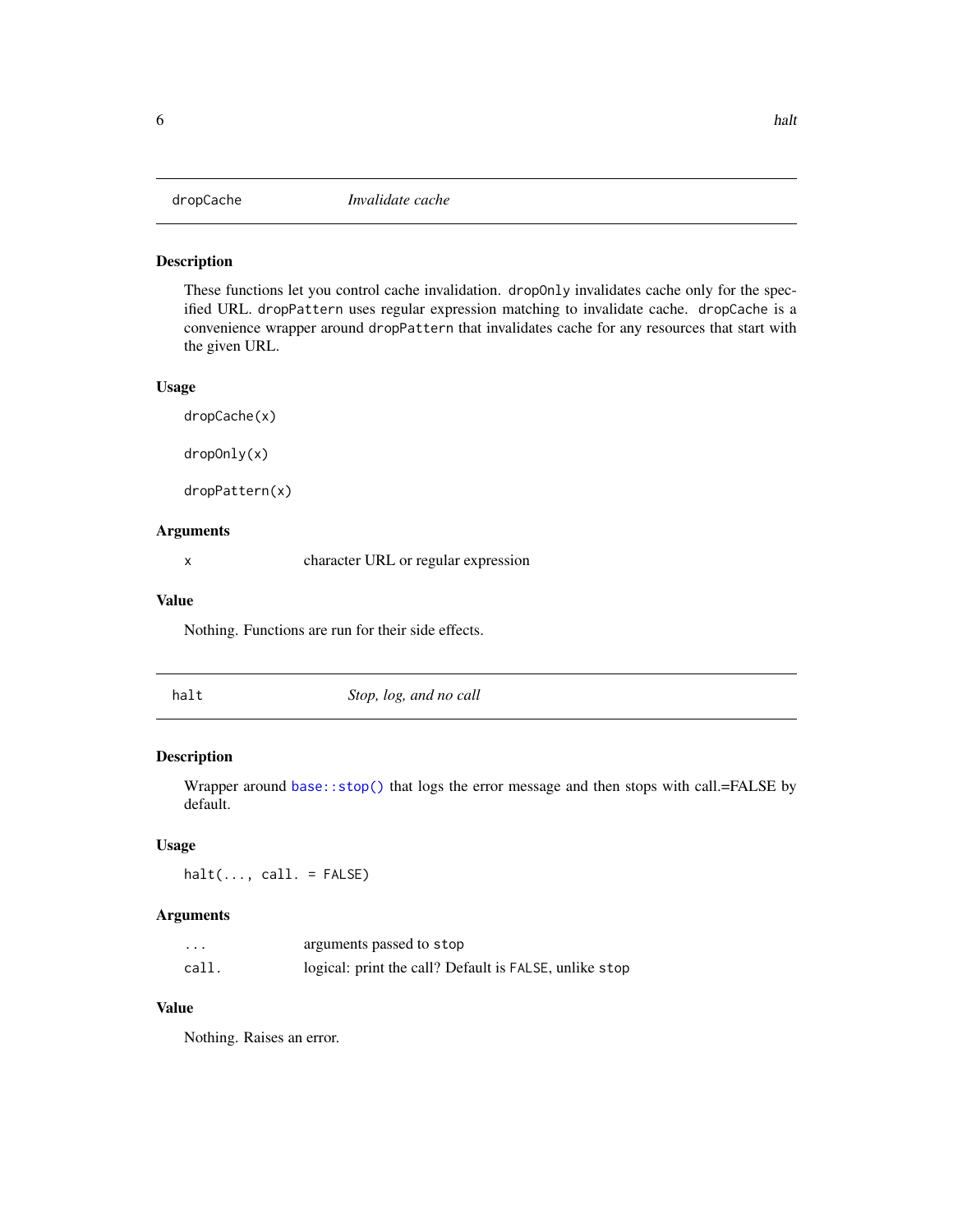## dropCache — *Invalidate cache*

### Description

These functions let you control cache invalidation. `dropOnly` invalidates cache only for the specified URL. `dropPattern` uses regular expression matching to invalidate cache. `dropCache` is a convenience wrapper around `dropPattern` that invalidates cache for any resources that start with the given URL.

### Usage

```
dropCache(x)

dropOnly(x)

dropPattern(x)
```

### Arguments

| | |
|---|---|
| `x` | character URL or regular expression |

### Value

Nothing. Functions are run for their side effects.

## halt — *Stop, log, and no call*

### Description

Wrapper around `base::stop()` that logs the error message and then stops with call.=FALSE by default.

### Usage

```
halt(..., call. = FALSE)
```

### Arguments

| | |
|---|---|
| `...` | arguments passed to `stop` |
| `call.` | logical: print the call? Default is `FALSE`, unlike `stop` |

### Value

Nothing. Raises an error.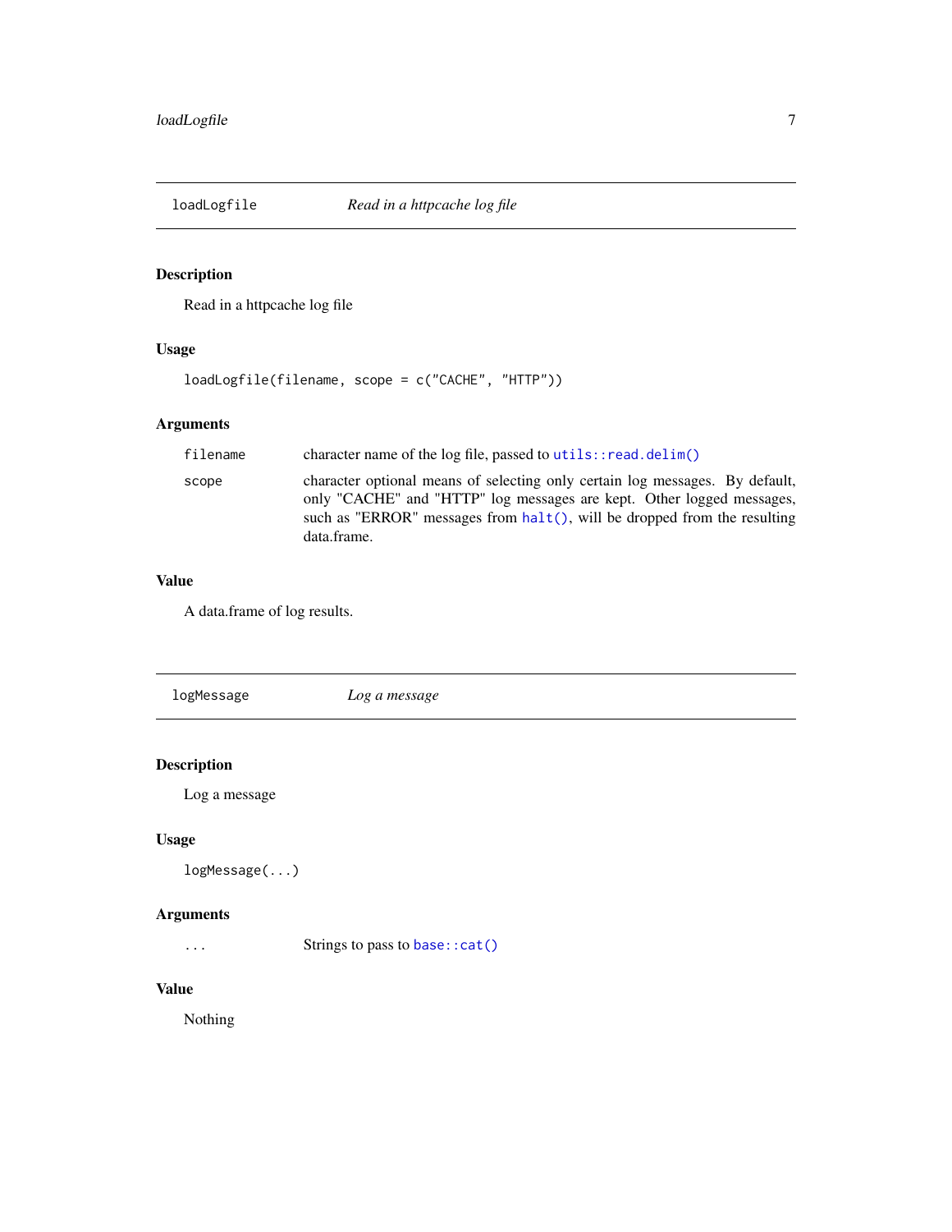## loadLogfile — *Read in a httpcache log file*

### Description

Read in a httpcache log file

### Usage

```
loadLogfile(filename, scope = c("CACHE", "HTTP"))
```

### Arguments

| | |
|---|---|
| `filename` | character name of the log file, passed to `utils::read.delim()` |
| `scope` | character optional means of selecting only certain log messages. By default, only "CACHE" and "HTTP" log messages are kept. Other logged messages, such as "ERROR" messages from `halt()`, will be dropped from the resulting data.frame. |

### Value

A data.frame of log results.

## logMessage — *Log a message*

### Description

Log a message

### Usage

```
logMessage(...)
```

### Arguments

| | |
|---|---|
| `...` | Strings to pass to `base::cat()` |

### Value

Nothing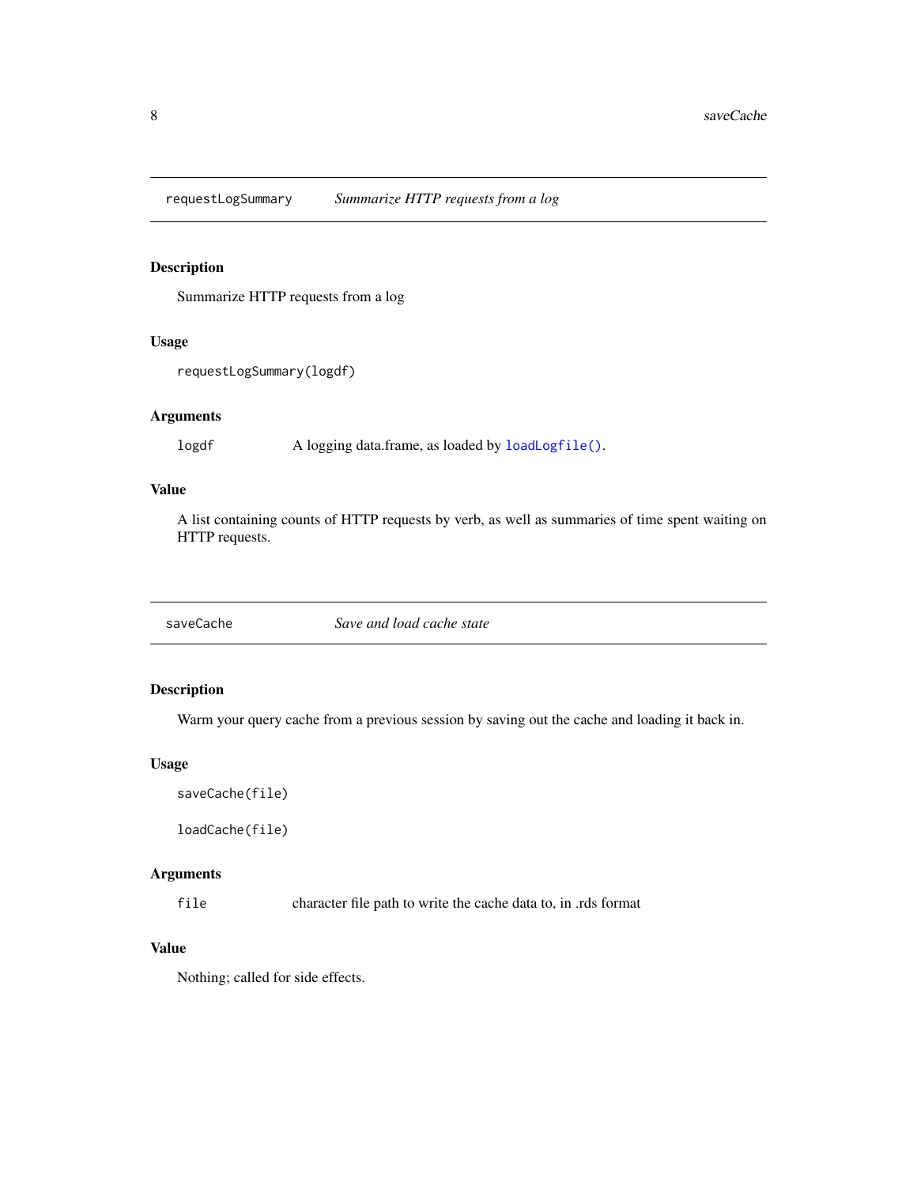## requestLogSummary — *Summarize HTTP requests from a log*

### Description

Summarize HTTP requests from a log

### Usage

```
requestLogSummary(logdf)
```

### Arguments

| | |
|---|---|
| logdf | A logging data.frame, as loaded by `loadLogfile()`. |

### Value

A list containing counts of HTTP requests by verb, as well as summaries of time spent waiting on HTTP requests.

## saveCache — *Save and load cache state*

### Description

Warm your query cache from a previous session by saving out the cache and loading it back in.

### Usage

```
saveCache(file)

loadCache(file)
```

### Arguments

| | |
|---|---|
| file | character file path to write the cache data to, in .rds format |

### Value

Nothing; called for side effects.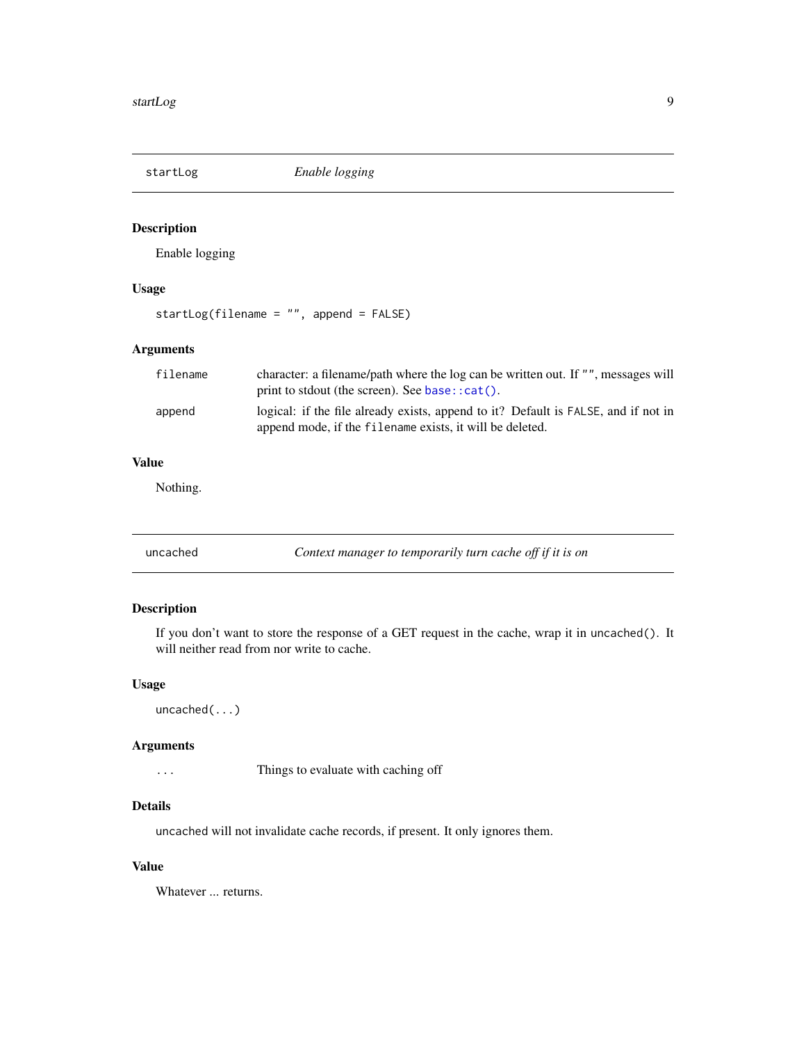## startLog — *Enable logging*

### Description

Enable logging

### Usage

```
startLog(filename = "", append = FALSE)
```

### Arguments

| | |
|---|---|
| `filename` | character: a filename/path where the log can be written out. If `""`, messages will print to stdout (the screen). See `base::cat()`. |
| `append` | logical: if the file already exists, append to it? Default is `FALSE`, and if not in append mode, if the `filename` exists, it will be deleted. |

### Value

Nothing.

## uncached — *Context manager to temporarily turn cache off if it is on*

### Description

If you don't want to store the response of a GET request in the cache, wrap it in `uncached()`. It will neither read from nor write to cache.

### Usage

```
uncached(...)
```

### Arguments

| | |
|---|---|
| `...` | Things to evaluate with caching off |

### Details

`uncached` will not invalidate cache records, if present. It only ignores them.

### Value

Whatever ... returns.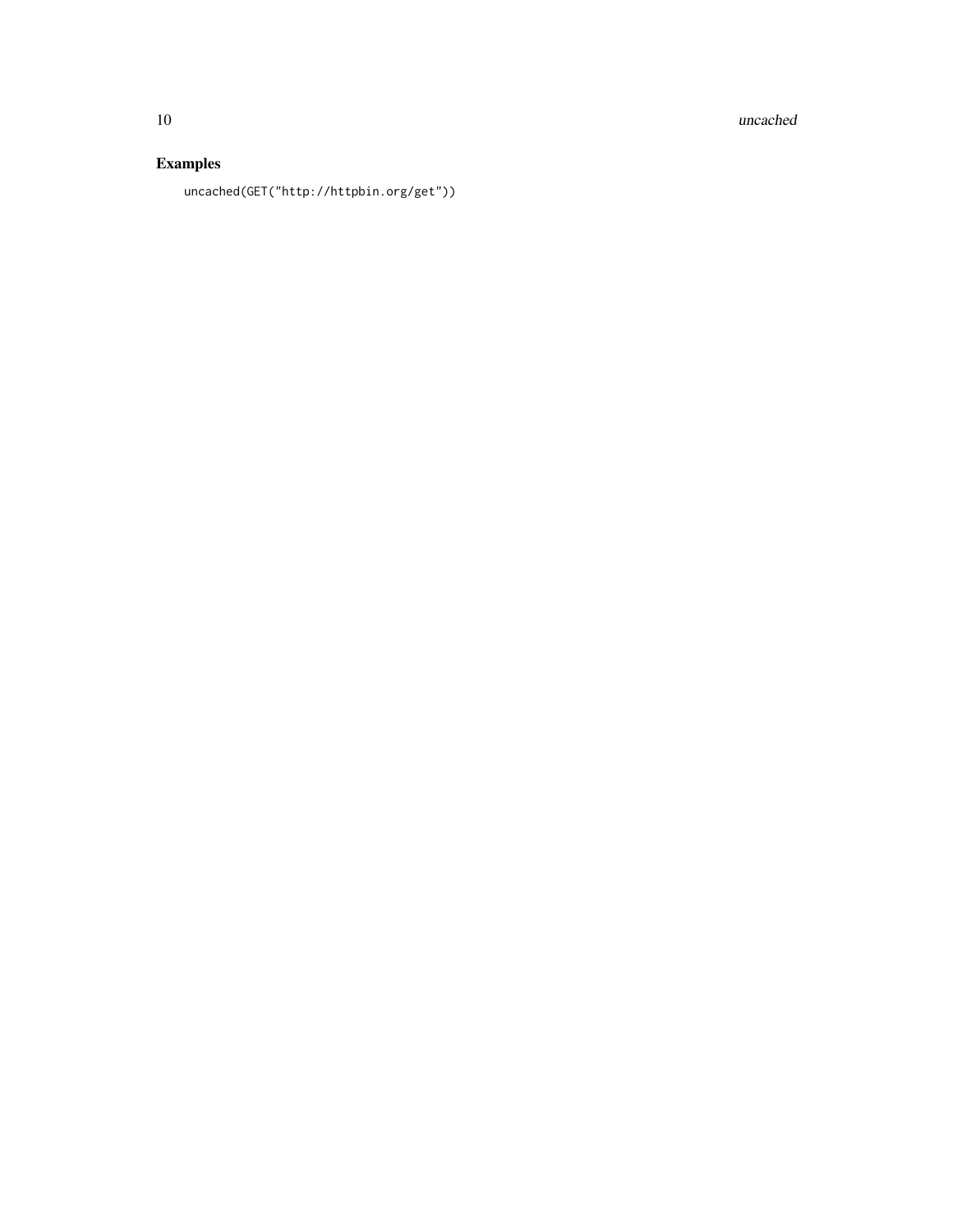## Examples

```
uncached(GET("http://httpbin.org/get"))
```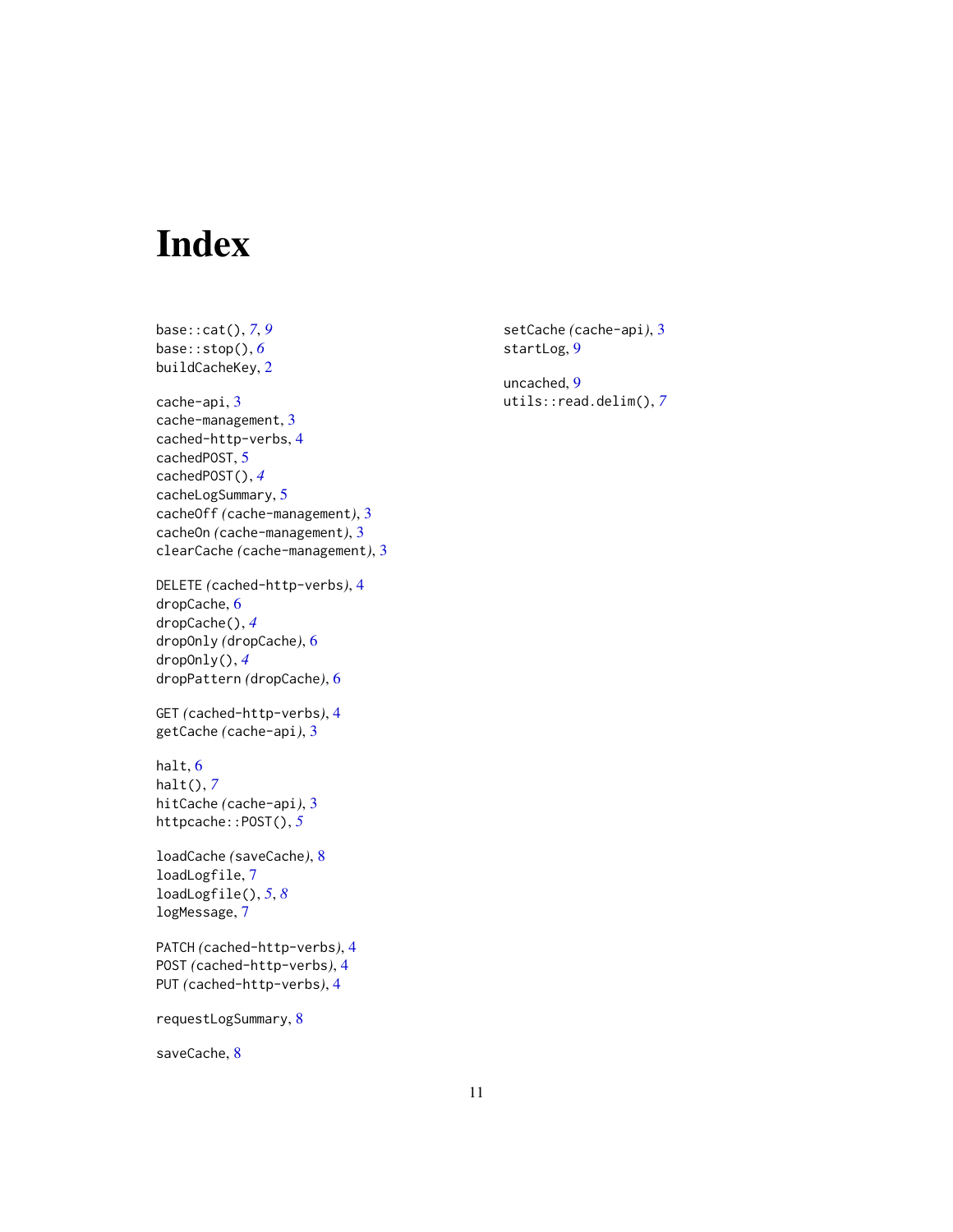# Index

base::cat(), *7*, *9*
base::stop(), *6*
buildCacheKey, 2

cache-api, 3
cache-management, 3
cached-http-verbs, 4
cachedPOST, 5
cachedPOST(), *4*
cacheLogSummary, 5
cacheOff *(*cache-management*)*, 3
cacheOn *(*cache-management*)*, 3
clearCache *(*cache-management*)*, 3

DELETE *(*cached-http-verbs*)*, 4
dropCache, 6
dropCache(), *4*
dropOnly *(*dropCache*)*, 6
dropOnly(), *4*
dropPattern *(*dropCache*)*, 6

GET *(*cached-http-verbs*)*, 4
getCache *(*cache-api*)*, 3

halt, 6
halt(), *7*
hitCache *(*cache-api*)*, 3
httpcache::POST(), *5*

loadCache *(*saveCache*)*, 8
loadLogfile, 7
loadLogfile(), *5*, *8*
logMessage, 7

PATCH *(*cached-http-verbs*)*, 4
POST *(*cached-http-verbs*)*, 4
PUT *(*cached-http-verbs*)*, 4

requestLogSummary, 8

saveCache, 8
setCache *(*cache-api*)*, 3
startLog, 9

uncached, 9
utils::read.delim(), *7*